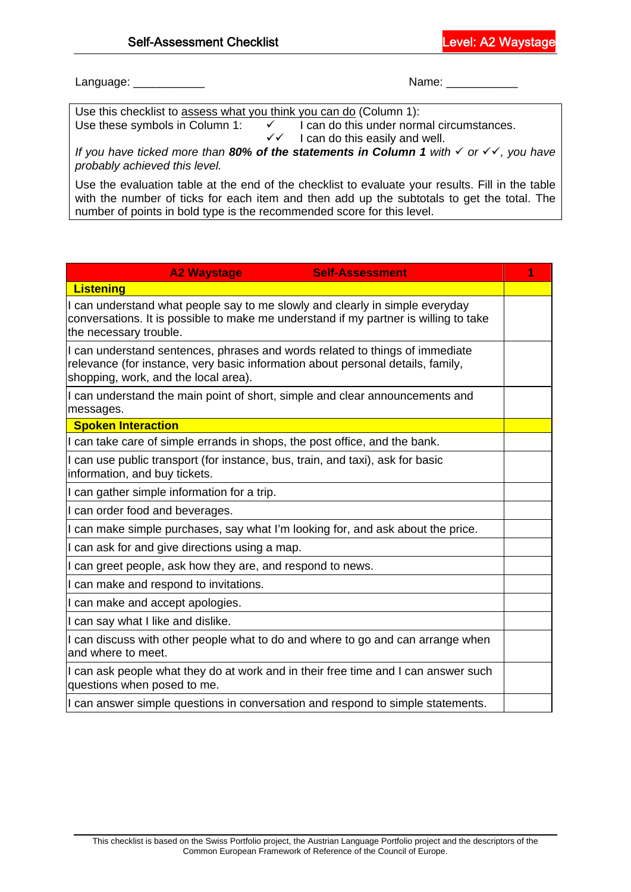# Self-Assessment Checklist

**Level: A2 Waystage**

Language: ___________ Name: ___________

Use this checklist to assess what you think you can do (Column 1):

Use these symbols in Column 1: ✓ I can do this under normal circumstances.
✓✓ I can do this easily and well.

*If you have ticked more than **80% of the statements in Column 1** with ✓ or ✓✓, you have probably achieved this level.*

Use the evaluation table at the end of the checklist to evaluate your results. Fill in the table with the number of ticks for each item and then add up the subtotals to get the total. The number of points in bold type is the recommended score for this level.

| A2 Waystage — Self-Assessment | 1 |
|---|---|
| **Listening** | |
| I can understand what people say to me slowly and clearly in simple everyday conversations. It is possible to make me understand if my partner is willing to take the necessary trouble. | |
| I can understand sentences, phrases and words related to things of immediate relevance (for instance, very basic information about personal details, family, shopping, work, and the local area). | |
| I can understand the main point of short, simple and clear announcements and messages. | |
| **Spoken Interaction** | |
| I can take care of simple errands in shops, the post office, and the bank. | |
| I can use public transport (for instance, bus, train, and taxi), ask for basic information, and buy tickets. | |
| I can gather simple information for a trip. | |
| I can order food and beverages. | |
| I can make simple purchases, say what I'm looking for, and ask about the price. | |
| I can ask for and give directions using a map. | |
| I can greet people, ask how they are, and respond to news. | |
| I can make and respond to invitations. | |
| I can make and accept apologies. | |
| I can say what I like and dislike. | |
| I can discuss with other people what to do and where to go and can arrange when and where to meet. | |
| I can ask people what they do at work and in their free time and I can answer such questions when posed to me. | |
| I can answer simple questions in conversation and respond to simple statements. | |

This checklist is based on the Swiss Portfolio project, the Austrian Language Portfolio project and the descriptors of the Common European Framework of Reference of the Council of Europe.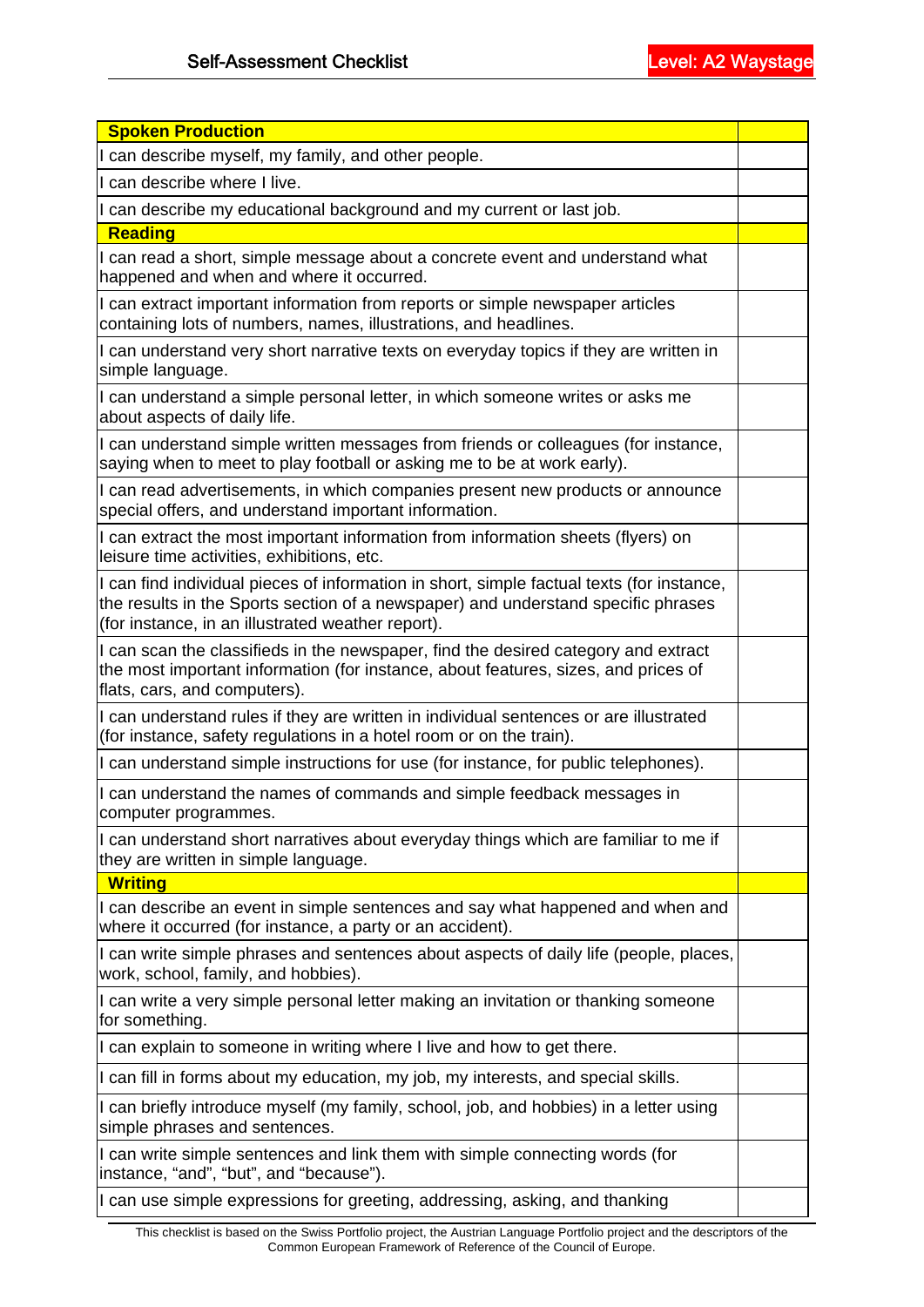## Self-Assessment Checklist

**Level: A2 Waystage**

| **Spoken Production** | |
|---|---|
| I can describe myself, my family, and other people. | |
| I can describe where I live. | |
| I can describe my educational background and my current or last job. | |
| **Reading** | |
| I can read a short, simple message about a concrete event and understand what happened and when and where it occurred. | |
| I can extract important information from reports or simple newspaper articles containing lots of numbers, names, illustrations, and headlines. | |
| I can understand very short narrative texts on everyday topics if they are written in simple language. | |
| I can understand a simple personal letter, in which someone writes or asks me about aspects of daily life. | |
| I can understand simple written messages from friends or colleagues (for instance, saying when to meet to play football or asking me to be at work early). | |
| I can read advertisements, in which companies present new products or announce special offers, and understand important information. | |
| I can extract the most important information from information sheets (flyers) on leisure time activities, exhibitions, etc. | |
| I can find individual pieces of information in short, simple factual texts (for instance, the results in the Sports section of a newspaper) and understand specific phrases (for instance, in an illustrated weather report). | |
| I can scan the classifieds in the newspaper, find the desired category and extract the most important information (for instance, about features, sizes, and prices of flats, cars, and computers). | |
| I can understand rules if they are written in individual sentences or are illustrated (for instance, safety regulations in a hotel room or on the train). | |
| I can understand simple instructions for use (for instance, for public telephones). | |
| I can understand the names of commands and simple feedback messages in computer programmes. | |
| I can understand short narratives about everyday things which are familiar to me if they are written in simple language. | |
| **Writing** | |
| I can describe an event in simple sentences and say what happened and when and where it occurred (for instance, a party or an accident). | |
| I can write simple phrases and sentences about aspects of daily life (people, places, work, school, family, and hobbies). | |
| I can write a very simple personal letter making an invitation or thanking someone for something. | |
| I can explain to someone in writing where I live and how to get there. | |
| I can fill in forms about my education, my job, my interests, and special skills. | |
| I can briefly introduce myself (my family, school, job, and hobbies) in a letter using simple phrases and sentences. | |
| I can write simple sentences and link them with simple connecting words (for instance, "and", "but", and "because"). | |
| I can use simple expressions for greeting, addressing, asking, and thanking | |

This checklist is based on the Swiss Portfolio project, the Austrian Language Portfolio project and the descriptors of the Common European Framework of Reference of the Council of Europe.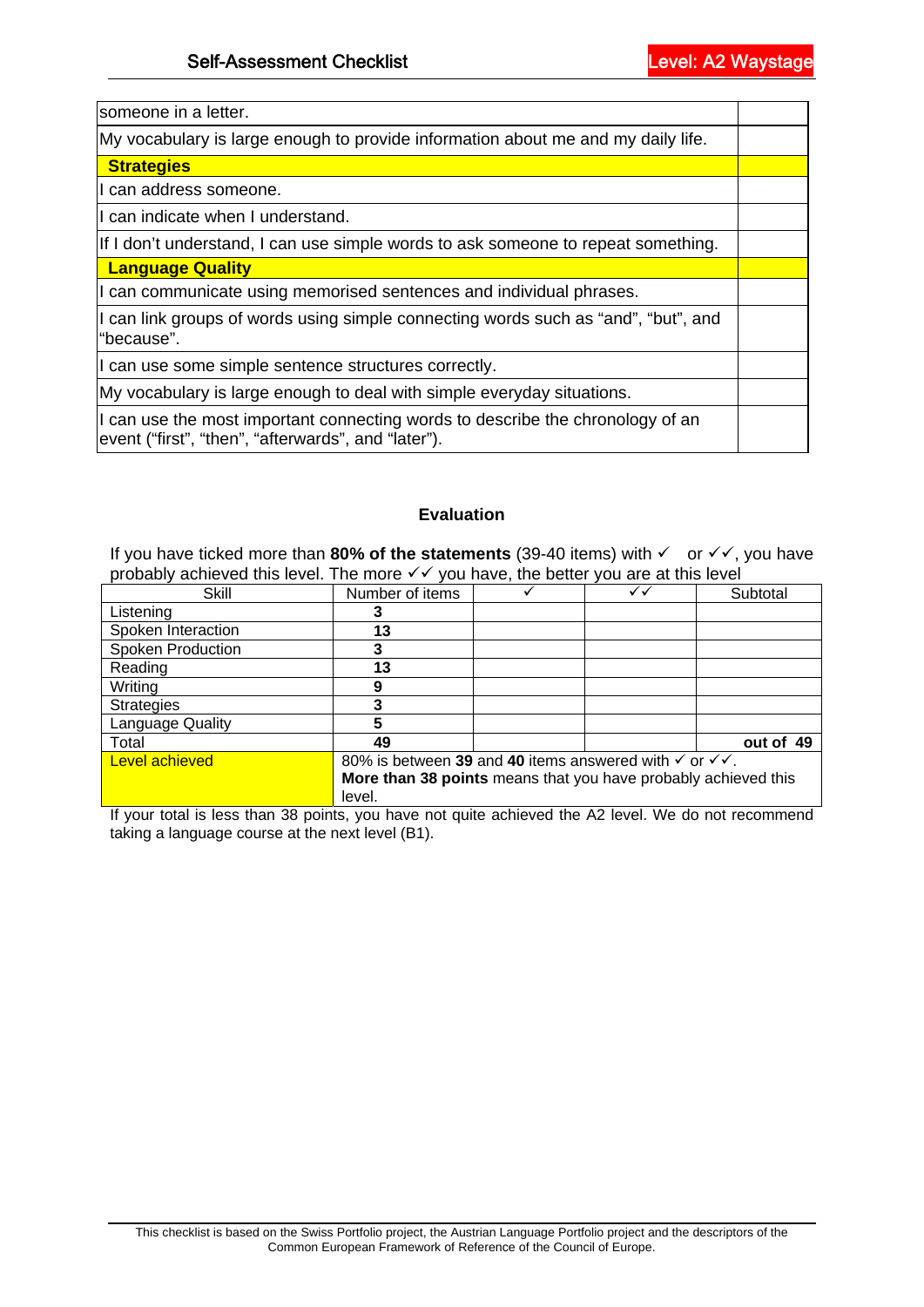| | |
|---|---|
| someone in a letter. | |
| My vocabulary is large enough to provide information about me and my daily life. | |
| **Strategies** | |
| I can address someone. | |
| I can indicate when I understand. | |
| If I don't understand, I can use simple words to ask someone to repeat something. | |
| **Language Quality** | |
| I can communicate using memorised sentences and individual phrases. | |
| I can link groups of words using simple connecting words such as "and", "but", and "because". | |
| I can use some simple sentence structures correctly. | |
| My vocabulary is large enough to deal with simple everyday situations. | |
| I can use the most important connecting words to describe the chronology of an event ("first", "then", "afterwards", and "later"). | |

### Evaluation

If you have ticked more than **80% of the statements** (39-40 items) with ✓ or ✓✓, you have probably achieved this level. The more ✓✓ you have, the better you are at this level

| Skill | Number of items | ✓ | ✓✓ | Subtotal |
|---|---|---|---|---|
| Listening | **3** | | | |
| Spoken Interaction | **13** | | | |
| Spoken Production | **3** | | | |
| Reading | **13** | | | |
| Writing | **9** | | | |
| Strategies | **3** | | | |
| Language Quality | **5** | | | |
| Total | **49** | | | **out of 49** |
| Level achieved | 80% is between **39** and **40** items answered with ✓ or ✓✓. **More than 38 points** means that you have probably achieved this level. | | | |

If your total is less than 38 points, you have not quite achieved the A2 level. We do not recommend taking a language course at the next level (B1).

This checklist is based on the Swiss Portfolio project, the Austrian Language Portfolio project and the descriptors of the Common European Framework of Reference of the Council of Europe.